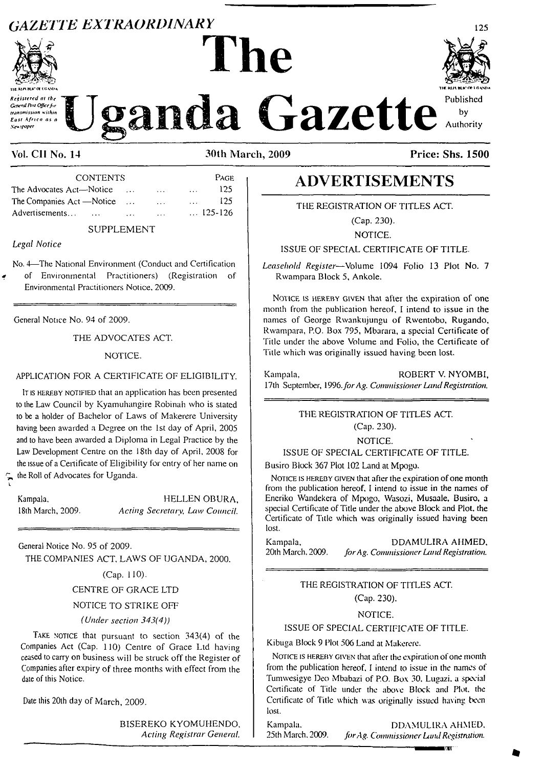# GAZETTE EXTRAORDINARY

# The Uganda Gazette

Registered at the General Post Office for transmission within East Africa as a Newspaper

Published by Authority

**Vol. CII No. 14** — **30th March, 2009** — **Price: Shs. 1500**

| CONTENTS | PAGE |
|---|---|
| The Advocates Act—Notice ... ... ... | 125 |
| The Companies Act —Notice ... ... ... | 125 |
| Advertisements... ... ... ... | ... 125-126 |

SUPPLEMENT

*Legal Notice*

No. 4—The National Environment (Conduct and Certification of Environmental Practitioners) (Registration of Environmental Practitioners Notice, 2009.

---

General Notice No. 94 of 2009.

THE ADVOCATES ACT.

NOTICE.

APPLICATION FOR A CERTIFICATE OF ELIGIBILITY.

It is hereby notified that an application has been presented to the Law Council by Kyamuhangire Robinah who is stated to be a holder of Bachelor of Laws of Makerere University having been awarded a Degree on the 1st day of April, 2005 and to have been awarded a Diploma in Legal Practice by the Law Development Centre on the 18th day of April, 2008 for the issue of a Certificate of Eligibility for entry of her name on the Roll of Advocates for Uganda.

Kampala, 18th March, 2009.

HELLEN OBURA,
*Acting Secretary, Law Council.*

---

General Notice No. 95 of 2009.

THE COMPANIES ACT, LAWS OF UGANDA, 2000.

(Cap. 110).

CENTRE OF GRACE LTD

NOTICE TO STRIKE OFF

*(Under section 343(4))*

Take notice that pursuant to section 343(4) of the Companies Act (Cap. 110) Centre of Grace Ltd having ceased to carry on business will be struck off the Register of Companies after expiry of three months with effect from the date of this Notice.

Date this 20th day of March, 2009.

BISEREKO KYOMUHENDO,
*Acting Registrar General.*

---

# ADVERTISEMENTS

THE REGISTRATION OF TITLES ACT.

(Cap. 230).

NOTICE.

ISSUE OF SPECIAL CERTIFICATE OF TITLE.

*Leasehold Register*—Volume 1094 Folio 13 Plot No. 7 Rwampara Block 5, Ankole.

Notice is hereby given that after the expiration of one month from the publication hereof, I intend to issue in the names of George Rwankujungu of Rwentobo, Rugando, Rwampara, P.O. Box 795, Mbarara, a special Certificate of Title under the above Volume and Folio, the Certificate of Title which was originally issued having been lost.

Kampala, 17th September, 1996.

ROBERT V. NYOMBI,
*for Ag. Commissioner Land Registration.*

---

THE REGISTRATION OF TITLES ACT.

(Cap. 230).

NOTICE.

ISSUE OF SPECIAL CERTIFICATE OF TITLE.

Busiro Block 367 Plot 102 Land at Mpogo.

Notice is hereby given that after the expiration of one month from the publication hereof, I intend to issue in the names of Eneriko Wandekera of Mpogo, Wasozi, Musaale, Busiro, a special Certificate of Title under the above Block and Plot, the Certificate of Title which was originally issued having been lost.

Kampala, 20th March, 2009.

DDAMULIRA AHMED,
*for Ag. Commissioner Land Registration.*

---

THE REGISTRATION OF TITLES ACT.

(Cap. 230).

NOTICE.

ISSUE OF SPECIAL CERTIFICATE OF TITLE.

Kibuga Block 9 Plot 506 Land at Makerere.

Notice is hereby given that after the expiration of one month from the publication hereof, I intend to issue in the names of Tumwesigye Deo Mbabazi of P.O. Box 30, Lugazi, a special Certificate of Title under the above Block and Plot, the Certificate of Title which was originally issued having been lost.

Kampala, 25th March, 2009.

DDAMULIRA AHMED,
*for Ag. Commissioner Land Registration.*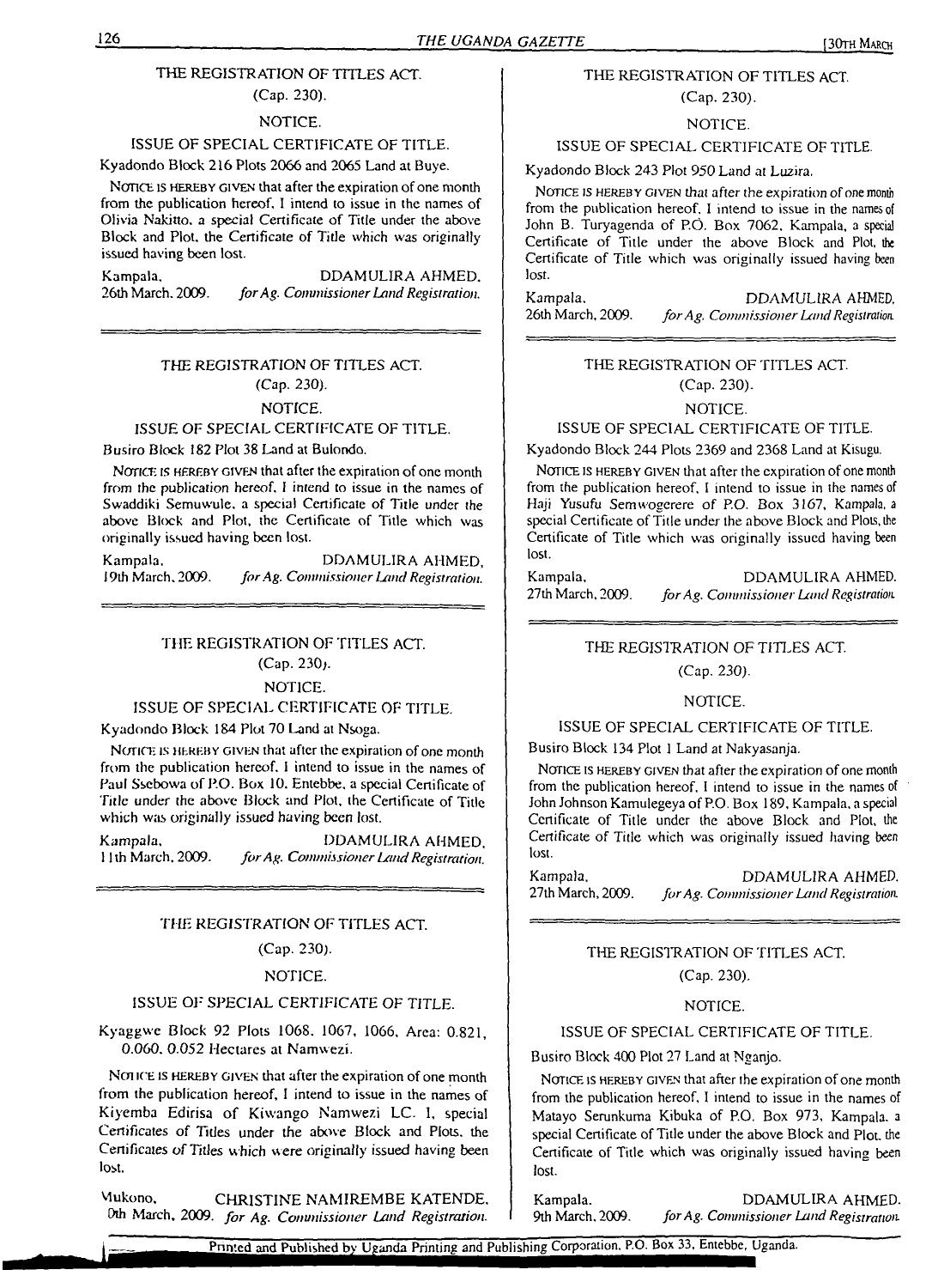THE REGISTRATION OF TITLES ACT.

(Cap. 230).

NOTICE.

ISSUE OF SPECIAL CERTIFICATE OF TITLE.

Kyadondo Block 216 Plots 2066 and 2065 Land at Buye.

NOTICE IS HEREBY GIVEN that after the expiration of one month from the publication hereof, I intend to issue in the names of Olivia Nakitto, a special Certificate of Title under the above Block and Plot, the Certificate of Title which was originally issued having been lost.

Kampala, 26th March, 2009. DDAMULIRA AHMED, *for Ag. Commissioner Land Registration.*

---

THE REGISTRATION OF TITLES ACT.

(Cap. 230).

NOTICE.

ISSUE OF SPECIAL CERTIFICATE OF TITLE.

Busiro Block 182 Plot 38 Land at Bulondo.

NOTICE IS HEREBY GIVEN that after the expiration of one month from the publication hereof, I intend to issue in the names of Swaddiki Semuwule, a special Certificate of Title under the above Block and Plot, the Certificate of Title which was originally issued having been lost.

Kampala, 19th March, 2009. DDAMULIRA AHMED, *for Ag. Commissioner Land Registration.*

---

THE REGISTRATION OF TITLES ACT.

(Cap. 230).

NOTICE.

ISSUE OF SPECIAL CERTIFICATE OF TITLE.

Kyadondo Block 184 Plot 70 Land at Nsoga.

NOTICE IS HEREBY GIVEN that after the expiration of one month from the publication hereof, I intend to issue in the names of Paul Ssebowa of P.O. Box 10, Entebbe, a special Certificate of Title under the above Block and Plot, the Certificate of Title which was originally issued having been lost.

Kampala, 11th March, 2009. DDAMULIRA AHMED, *for Ag. Commissioner Land Registration.*

---

THE REGISTRATION OF TITLES ACT.

(Cap. 230).

NOTICE.

ISSUE OF SPECIAL CERTIFICATE OF TITLE.

Kyaggwe Block 92 Plots 1068, 1067, 1066, Area: 0.821, 0.060, 0.052 Hectares at Namwezi.

NOTICE IS HEREBY GIVEN that after the expiration of one month from the publication hereof, I intend to issue in the names of Kiyemba Edirisa of Kiwango Namwezi LC. 1, special Certificates of Titles under the above Block and Plots, the Certificates of Titles which were originally issued having been lost.

Mukono, 0th March, 2009. CHRISTINE NAMIREMBE KATENDE, *for Ag. Commissioner Land Registration.*

---

THE REGISTRATION OF TITLES ACT.

(Cap. 230).

NOTICE.

ISSUE OF SPECIAL CERTIFICATE OF TITLE.

Kyadondo Block 243 Plot 950 Land at Luzira.

NOTICE IS HEREBY GIVEN that after the expiration of one month from the publication hereof, I intend to issue in the names of John B. Turyagenda of P.O. Box 7062, Kampala, a special Certificate of Title under the above Block and Plot, the Certificate of Title which was originally issued having been lost.

Kampala, 26th March, 2009. DDAMULIRA AHMED, *for Ag. Commissioner Land Registration.*

---

THE REGISTRATION OF TITLES ACT.

(Cap. 230).

NOTICE.

ISSUE OF SPECIAL CERTIFICATE OF TITLE.

Kyadondo Block 244 Plots 2369 and 2368 Land at Kisugu.

NOTICE IS HEREBY GIVEN that after the expiration of one month from the publication hereof, I intend to issue in the names of Haji Yusufu Semwogerere of P.O. Box 3167, Kampala, a special Certificate of Title under the above Block and Plots, the Certificate of Title which was originally issued having been lost.

Kampala, 27th March, 2009. DDAMULIRA AHMED, *for Ag. Commissioner Land Registration.*

---

THE REGISTRATION OF TITLES ACT.

(Cap. 230).

NOTICE.

ISSUE OF SPECIAL CERTIFICATE OF TITLE.

Busiro Block 134 Plot 1 Land at Nakyasanja.

NOTICE IS HEREBY GIVEN that after the expiration of one month from the publication hereof, I intend to issue in the names of John Johnson Kamulegeya of P.O. Box 189, Kampala, a special Certificate of Title under the above Block and Plot, the Certificate of Title which was originally issued having been lost.

Kampala, 27th March, 2009. DDAMULIRA AHMED, *for Ag. Commissioner Land Registration.*

---

THE REGISTRATION OF TITLES ACT.

(Cap. 230).

NOTICE.

ISSUE OF SPECIAL CERTIFICATE OF TITLE.

Busiro Block 400 Plot 27 Land at Nganjo.

NOTICE IS HEREBY GIVEN that after the expiration of one month from the publication hereof, I intend to issue in the names of Matayo Serunkuma Kibuka of P.O. Box 973, Kampala, a special Certificate of Title under the above Block and Plot, the Certificate of Title which was originally issued having been lost.

Kampala, 9th March, 2009. DDAMULIRA AHMED, *for Ag. Commissioner Land Registration.*

---

Printed and Published by Uganda Printing and Publishing Corporation, P.O. Box 33, Entebbe, Uganda.